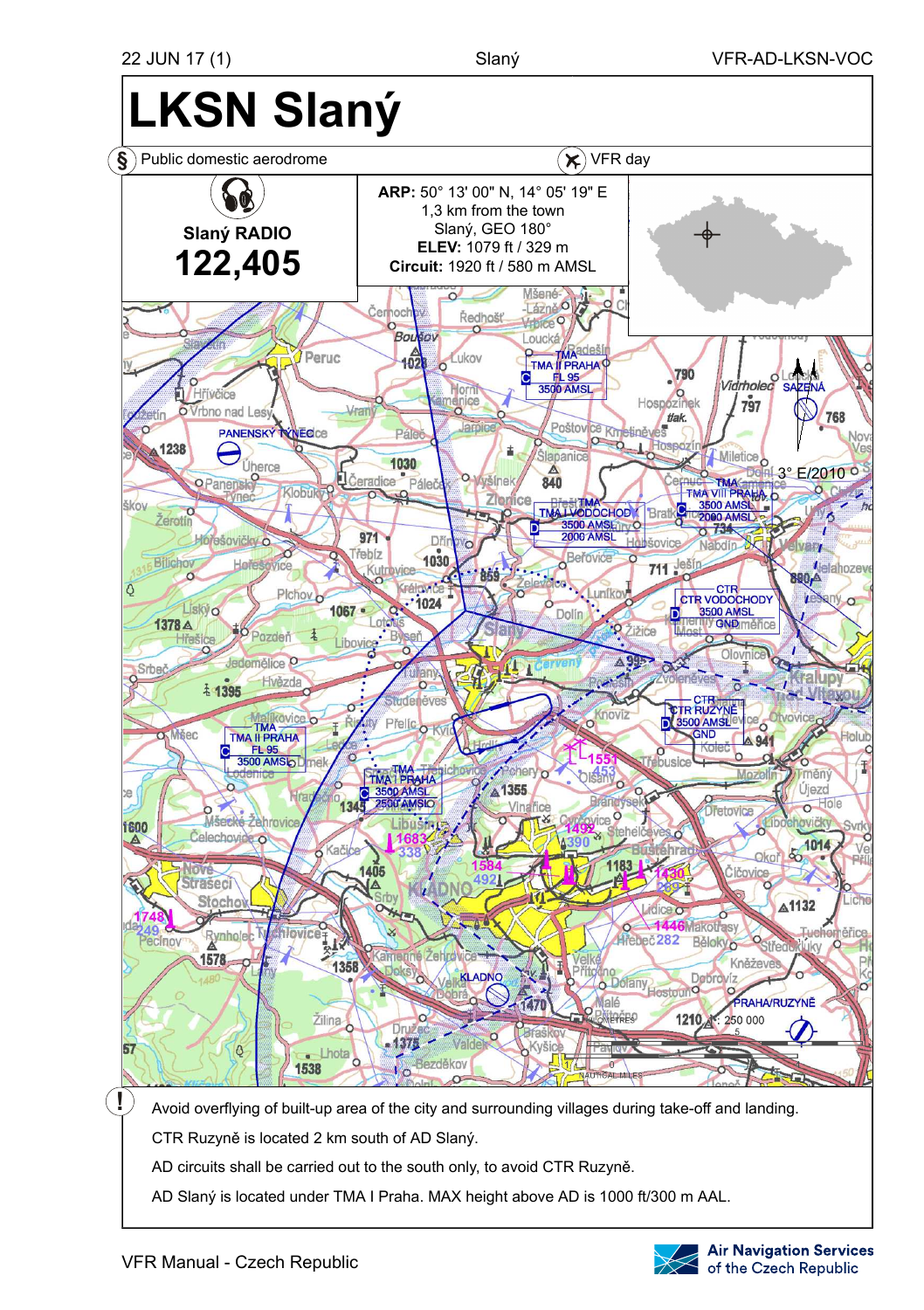# LKSN Slaný

Public domestic aerodrome | VFR day

**Slaný RADIO**

**122,405**

**ARP:** 50° 13' 00" N, 14° 05' 19" E
1,3 km from the town
Slaný, GEO 180°
**ELEV:** 1079 ft / 329 m
**Circuit:** 1920 ft / 580 m AMSL

Avoid overflying of built-up area of the city and surrounding villages during take-off and landing.

CTR Ruzyně is located 2 km south of AD Slaný.

AD circuits shall be carried out to the south only, to avoid CTR Ruzyně.

AD Slaný is located under TMA I Praha. MAX height above AD is 1000 ft/300 m AAL.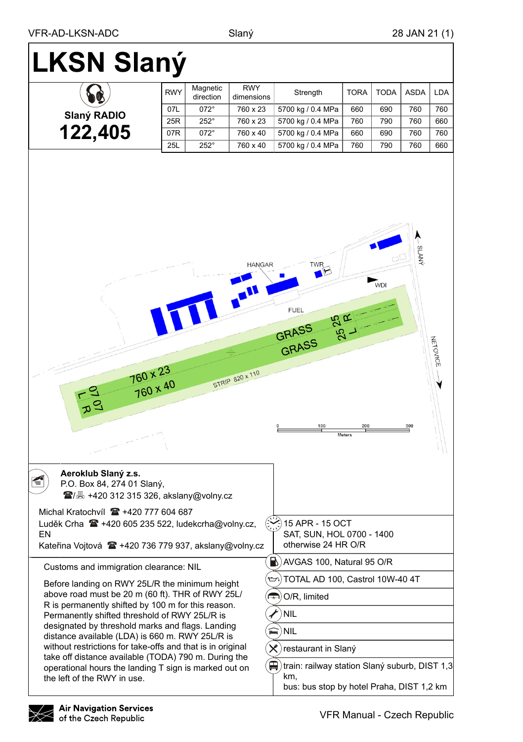# LKSN Slaný

**Slaný RADIO**

**122,405**

| RWY | Magnetic direction | RWY dimensions | Strength | TORA | TODA | ASDA | LDA |
|---|---|---|---|---|---|---|---|
| 07L | 072° | 760 x 23 | 5700 kg / 0.4 MPa | 660 | 690 | 760 | 760 |
| 25R | 252° | 760 x 23 | 5700 kg / 0.4 MPa | 760 | 790 | 760 | 660 |
| 07R | 072° | 760 x 40 | 5700 kg / 0.4 MPa | 660 | 690 | 760 | 760 |
| 25L | 252° | 760 x 40 | 5700 kg / 0.4 MPa | 760 | 790 | 760 | 660 |

HANGAR
TWR
SLANÝ
WDI
FUEL
GRASS
GRASS
25 25
L R
760 x 23
760 x 40
07 07
L R
STRIP 820 x 110
NETOVICE
0 100 200 300
Meters

**Aeroklub Slaný z.s.**
P.O. Box 84, 274 01 Slaný,
+420 312 315 326, akslany@volny.cz

Michal Kratochvíl +420 777 604 687
Luděk Crha +420 605 235 522, ludekcrha@volny.cz, EN
Kateřina Vojtová +420 736 779 937, akslany@volny.cz

Customs and immigration clearance: NIL

Before landing on RWY 25L/R the minimum height above road must be 20 m (60 ft). THR of RWY 25L/R is permanently shifted by 100 m for this reason. Permanently shifted threshold of RWY 25L/R is designated by threshold marks and flags. Landing distance available (LDA) is 660 m. RWY 25L/R is without restrictions for take-offs and that is in original take off distance available (TODA) 790 m. During the operational hours the landing T sign is marked out on the left of the RWY in use.

15 APR - 15 OCT
SAT, SUN, HOL 0700 - 1400
otherwise 24 HR O/R

AVGAS 100, Natural 95 O/R

TOTAL AD 100, Castrol 10W-40 4T

O/R, limited

NIL

NIL

restaurant in Slaný

train: railway station Slaný suburb, DIST 1,3 km,
bus: bus stop by hotel Praha, DIST 1,2 km